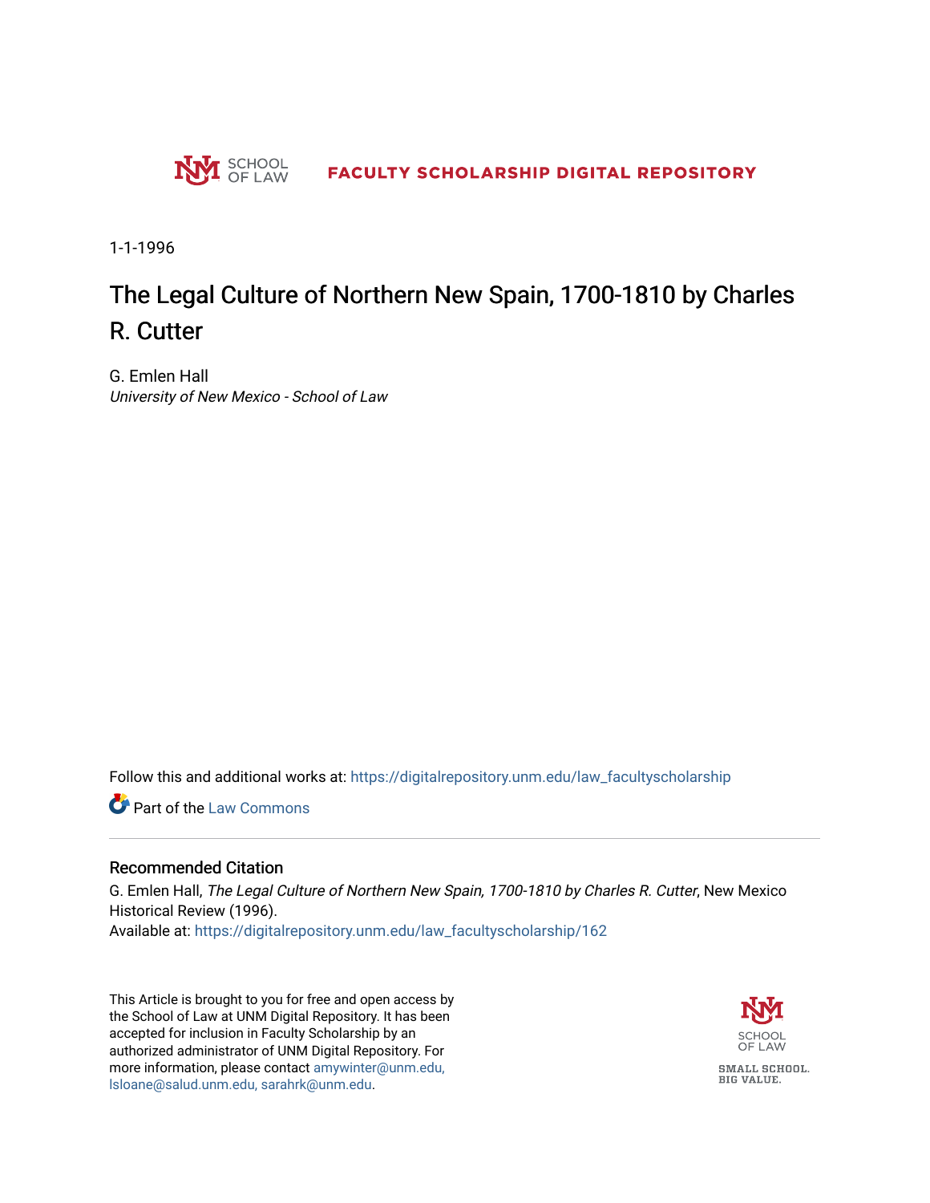SCHOOL OF LAW

FACULTY SCHOLARSHIP DIGITAL REPOSITORY

1-1-1996

# The Legal Culture of Northern New Spain, 1700-1810 by Charles R. Cutter

G. Emlen Hall
*University of New Mexico - School of Law*

Follow this and additional works at: https://digitalrepository.unm.edu/law_facultyscholarship

Part of the Law Commons

## Recommended Citation

G. Emlen Hall, *The Legal Culture of Northern New Spain, 1700-1810 by Charles R. Cutter*, New Mexico Historical Review (1996).
Available at: https://digitalrepository.unm.edu/law_facultyscholarship/162

This Article is brought to you for free and open access by the School of Law at UNM Digital Repository. It has been accepted for inclusion in Faculty Scholarship by an authorized administrator of UNM Digital Repository. For more information, please contact amywinter@unm.edu, lsloane@salud.unm.edu, sarahrk@unm.edu.

SCHOOL OF LAW

SMALL SCHOOL. BIG VALUE.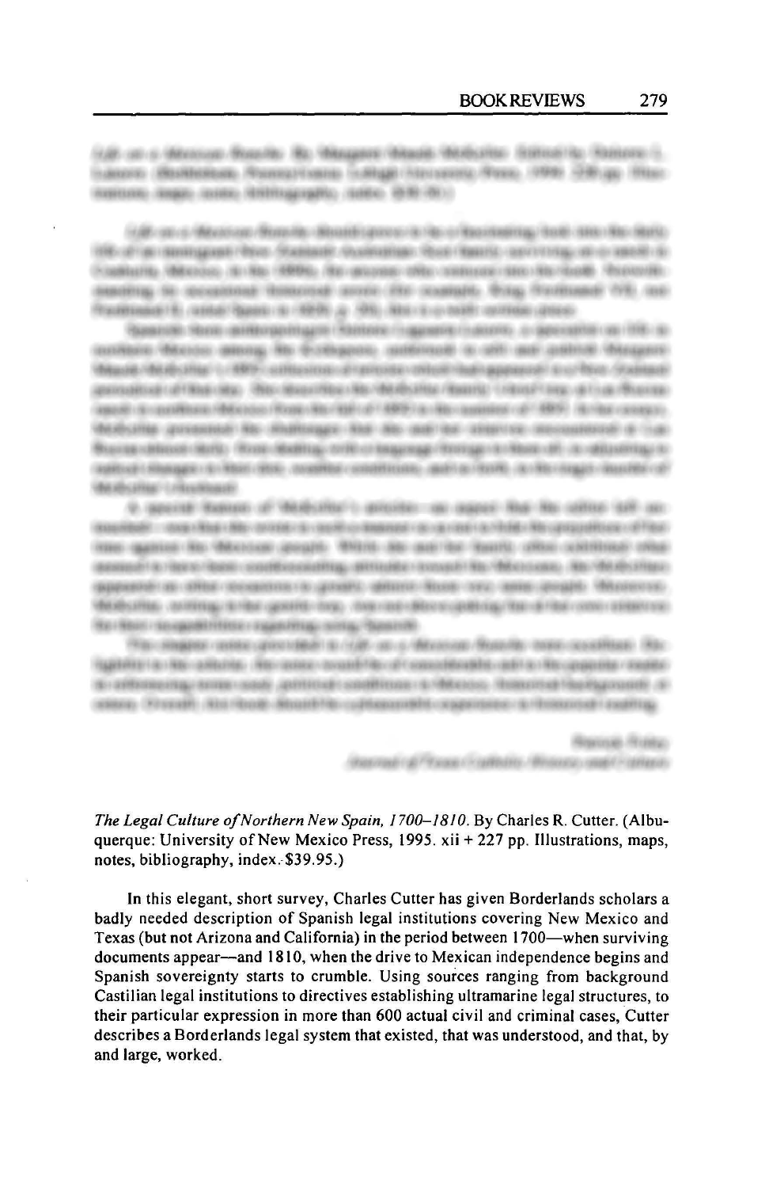*The Legal Culture of Northern New Spain, 1700–1810.* By Charles R. Cutter. (Albuquerque: University of New Mexico Press, 1995. xii + 227 pp. Illustrations, maps, notes, bibliography, index. $39.95.)

In this elegant, short survey, Charles Cutter has given Borderlands scholars a badly needed description of Spanish legal institutions covering New Mexico and Texas (but not Arizona and California) in the period between 1700—when surviving documents appear—and 1810, when the drive to Mexican independence begins and Spanish sovereignty starts to crumble. Using sources ranging from background Castilian legal institutions to directives establishing ultramarine legal structures, to their particular expression in more than 600 actual civil and criminal cases, Cutter describes a Borderlands legal system that existed, that was understood, and that, by and large, worked.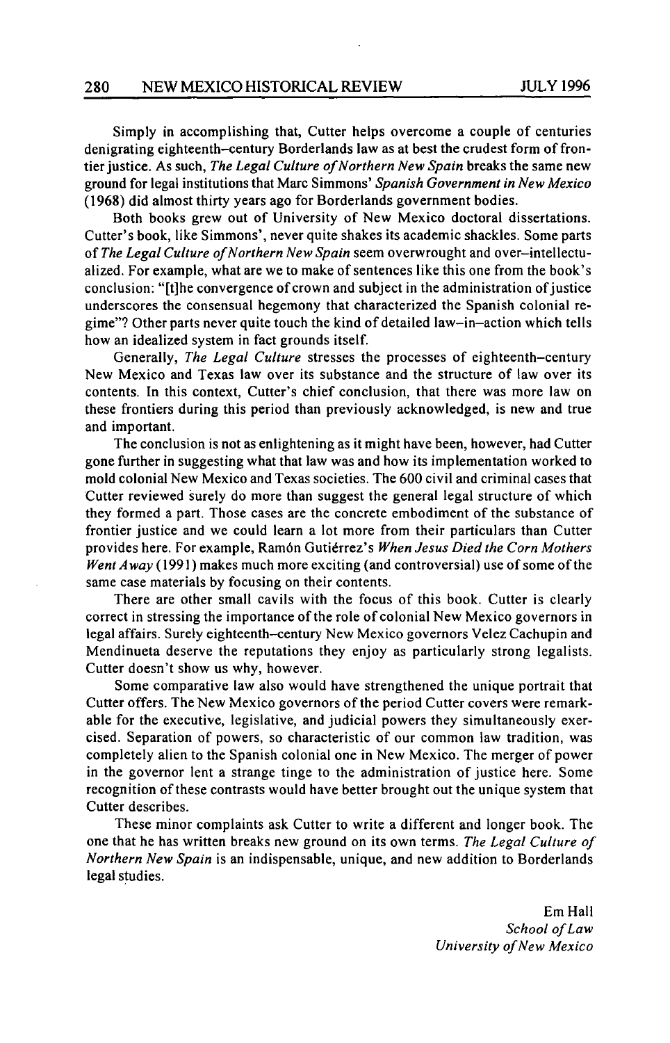Simply in accomplishing that, Cutter helps overcome a couple of centuries denigrating eighteenth-century Borderlands law as at best the crudest form of frontier justice. As such, *The Legal Culture of Northern New Spain* breaks the same new ground for legal institutions that Marc Simmons' *Spanish Government in New Mexico* (1968) did almost thirty years ago for Borderlands government bodies.

Both books grew out of University of New Mexico doctoral dissertations. Cutter's book, like Simmons', never quite shakes its academic shackles. Some parts of *The Legal Culture of Northern New Spain* seem overwrought and over-intellectualized. For example, what are we to make of sentences like this one from the book's conclusion: "[t]he convergence of crown and subject in the administration of justice underscores the consensual hegemony that characterized the Spanish colonial regime"? Other parts never quite touch the kind of detailed law-in-action which tells how an idealized system in fact grounds itself.

Generally, *The Legal Culture* stresses the processes of eighteenth-century New Mexico and Texas law over its substance and the structure of law over its contents. In this context, Cutter's chief conclusion, that there was more law on these frontiers during this period than previously acknowledged, is new and true and important.

The conclusion is not as enlightening as it might have been, however, had Cutter gone further in suggesting what that law was and how its implementation worked to mold colonial New Mexico and Texas societies. The 600 civil and criminal cases that Cutter reviewed surely do more than suggest the general legal structure of which they formed a part. Those cases are the concrete embodiment of the substance of frontier justice and we could learn a lot more from their particulars than Cutter provides here. For example, Ramón Gutiérrez's *When Jesus Died the Corn Mothers Went Away* (1991) makes much more exciting (and controversial) use of some of the same case materials by focusing on their contents.

There are other small cavils with the focus of this book. Cutter is clearly correct in stressing the importance of the role of colonial New Mexico governors in legal affairs. Surely eighteenth-century New Mexico governors Velez Cachupin and Mendinueta deserve the reputations they enjoy as particularly strong legalists. Cutter doesn't show us why, however.

Some comparative law also would have strengthened the unique portrait that Cutter offers. The New Mexico governors of the period Cutter covers were remarkable for the executive, legislative, and judicial powers they simultaneously exercised. Separation of powers, so characteristic of our common law tradition, was completely alien to the Spanish colonial one in New Mexico. The merger of power in the governor lent a strange tinge to the administration of justice here. Some recognition of these contrasts would have better brought out the unique system that Cutter describes.

These minor complaints ask Cutter to write a different and longer book. The one that he has written breaks new ground on its own terms. *The Legal Culture of Northern New Spain* is an indispensable, unique, and new addition to Borderlands legal studies.

Em Hall
*School of Law*
*University of New Mexico*